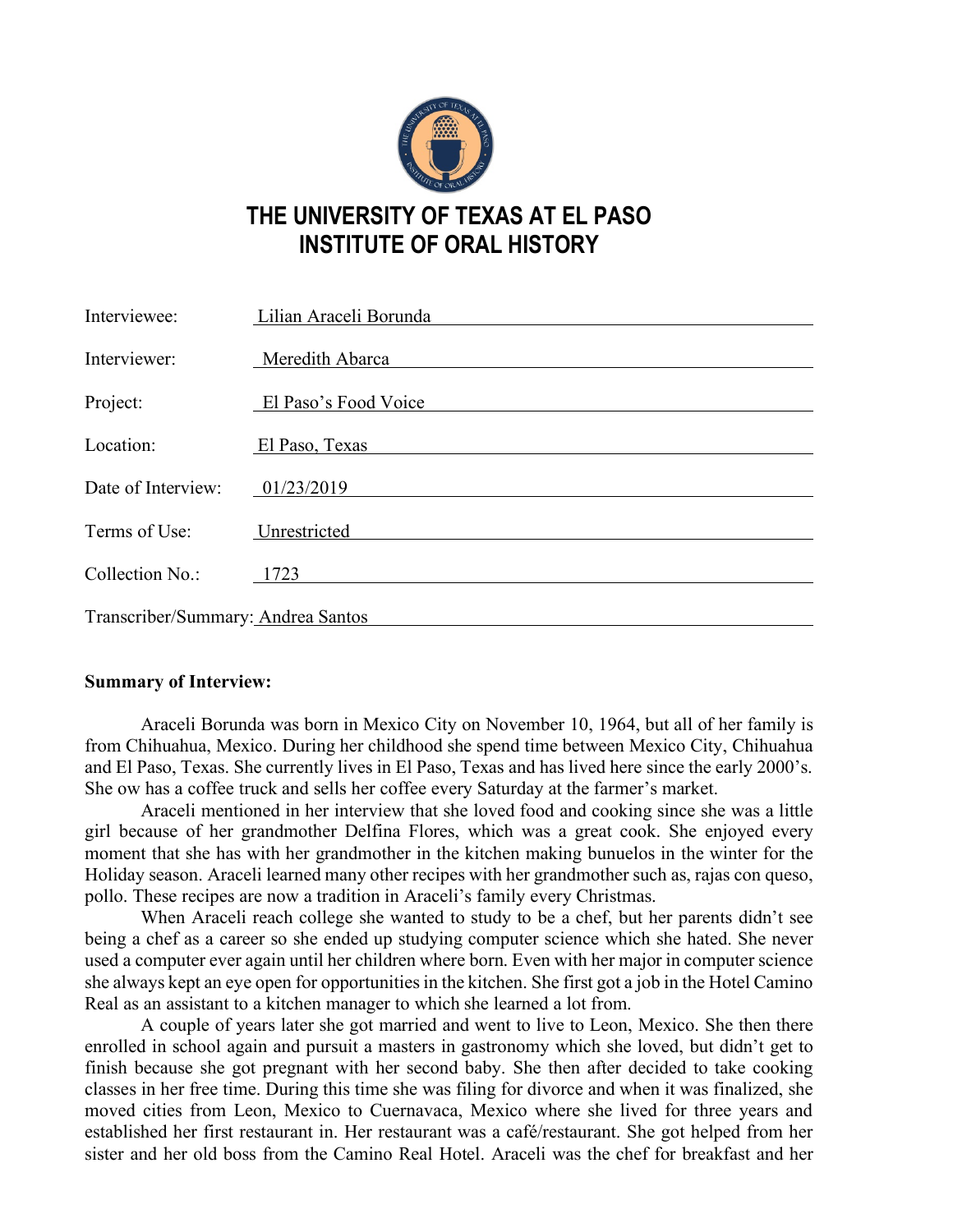# THE UNIVERSITY OF TEXAS AT EL PASO
# INSTITUTE OF ORAL HISTORY

| | |
|---|---|
| Interviewee: | Lilian Araceli Borunda |
| Interviewer: | Meredith Abarca |
| Project: | El Paso's Food Voice |
| Location: | El Paso, Texas |
| Date of Interview: | 01/23/2019 |
| Terms of Use: | Unrestricted |
| Collection No.: | 1723 |
| Transcriber/Summary: | Andrea Santos |

**Summary of Interview:**

Araceli Borunda was born in Mexico City on November 10, 1964, but all of her family is from Chihuahua, Mexico. During her childhood she spend time between Mexico City, Chihuahua and El Paso, Texas. She currently lives in El Paso, Texas and has lived here since the early 2000's. She ow has a coffee truck and sells her coffee every Saturday at the farmer's market.

Araceli mentioned in her interview that she loved food and cooking since she was a little girl because of her grandmother Delfina Flores, which was a great cook. She enjoyed every moment that she has with her grandmother in the kitchen making bunuelos in the winter for the Holiday season. Araceli learned many other recipes with her grandmother such as, rajas con queso, pollo. These recipes are now a tradition in Araceli's family every Christmas.

When Araceli reach college she wanted to study to be a chef, but her parents didn't see being a chef as a career so she ended up studying computer science which she hated. She never used a computer ever again until her children where born. Even with her major in computer science she always kept an eye open for opportunities in the kitchen. She first got a job in the Hotel Camino Real as an assistant to a kitchen manager to which she learned a lot from.

A couple of years later she got married and went to live to Leon, Mexico. She then there enrolled in school again and pursuit a masters in gastronomy which she loved, but didn't get to finish because she got pregnant with her second baby. She then after decided to take cooking classes in her free time. During this time she was filing for divorce and when it was finalized, she moved cities from Leon, Mexico to Cuernavaca, Mexico where she lived for three years and established her first restaurant in. Her restaurant was a café/restaurant. She got helped from her sister and her old boss from the Camino Real Hotel. Araceli was the chef for breakfast and her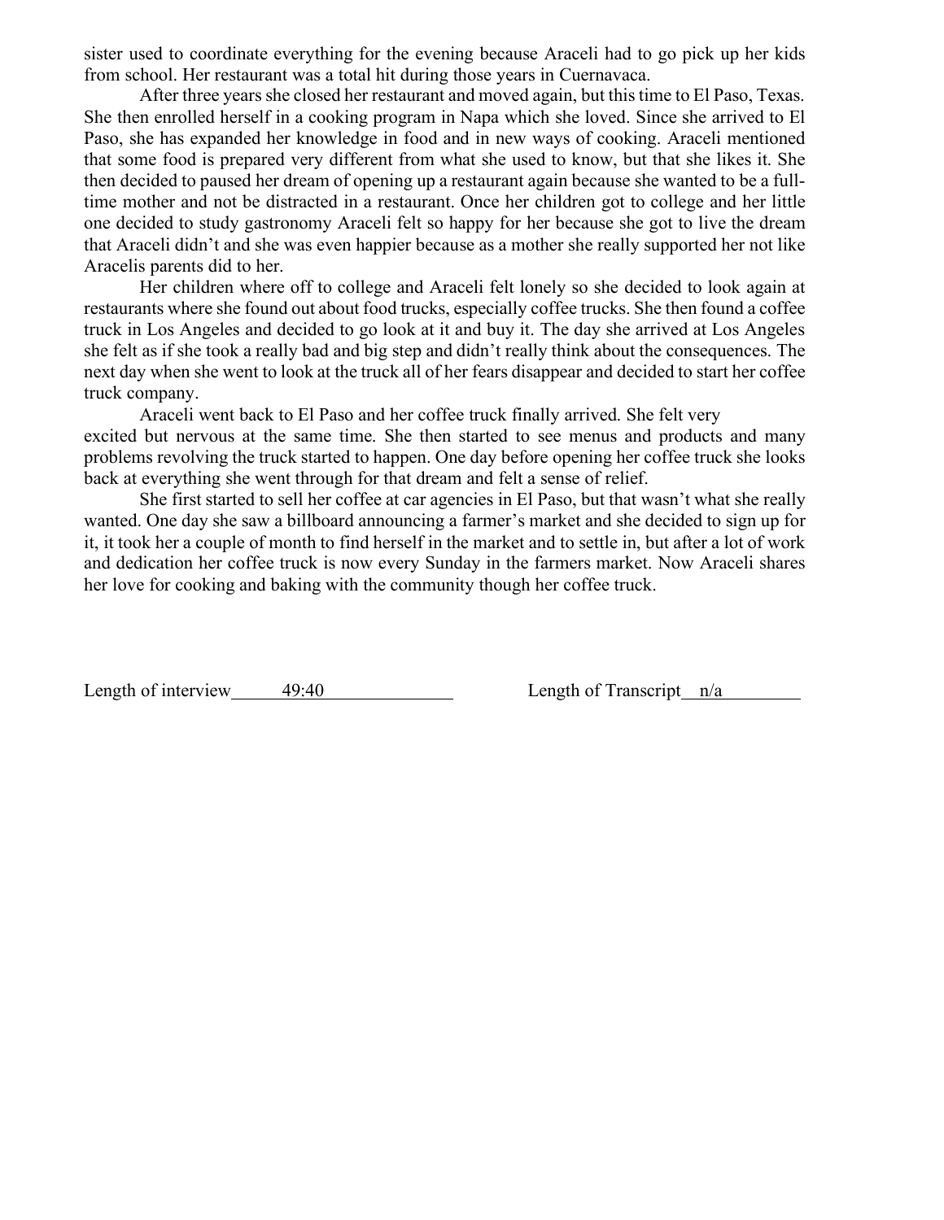sister used to coordinate everything for the evening because Araceli had to go pick up her kids from school. Her restaurant was a total hit during those years in Cuernavaca.

After three years she closed her restaurant and moved again, but this time to El Paso, Texas. She then enrolled herself in a cooking program in Napa which she loved. Since she arrived to El Paso, she has expanded her knowledge in food and in new ways of cooking. Araceli mentioned that some food is prepared very different from what she used to know, but that she likes it. She then decided to paused her dream of opening up a restaurant again because she wanted to be a full-time mother and not be distracted in a restaurant. Once her children got to college and her little one decided to study gastronomy Araceli felt so happy for her because she got to live the dream that Araceli didn't and she was even happier because as a mother she really supported her not like Aracelis parents did to her.

Her children where off to college and Araceli felt lonely so she decided to look again at restaurants where she found out about food trucks, especially coffee trucks. She then found a coffee truck in Los Angeles and decided to go look at it and buy it. The day she arrived at Los Angeles she felt as if she took a really bad and big step and didn't really think about the consequences. The next day when she went to look at the truck all of her fears disappear and decided to start her coffee truck company.

Araceli went back to El Paso and her coffee truck finally arrived. She felt very excited but nervous at the same time. She then started to see menus and products and many problems revolving the truck started to happen. One day before opening her coffee truck she looks back at everything she went through for that dream and felt a sense of relief.

She first started to sell her coffee at car agencies in El Paso, but that wasn't what she really wanted. One day she saw a billboard announcing a farmer's market and she decided to sign up for it, it took her a couple of month to find herself in the market and to settle in, but after a lot of work and dedication her coffee truck is now every Sunday in the farmers market. Now Araceli shares her love for cooking and baking with the community though her coffee truck.

Length of interview 49:40 Length of Transcript n/a